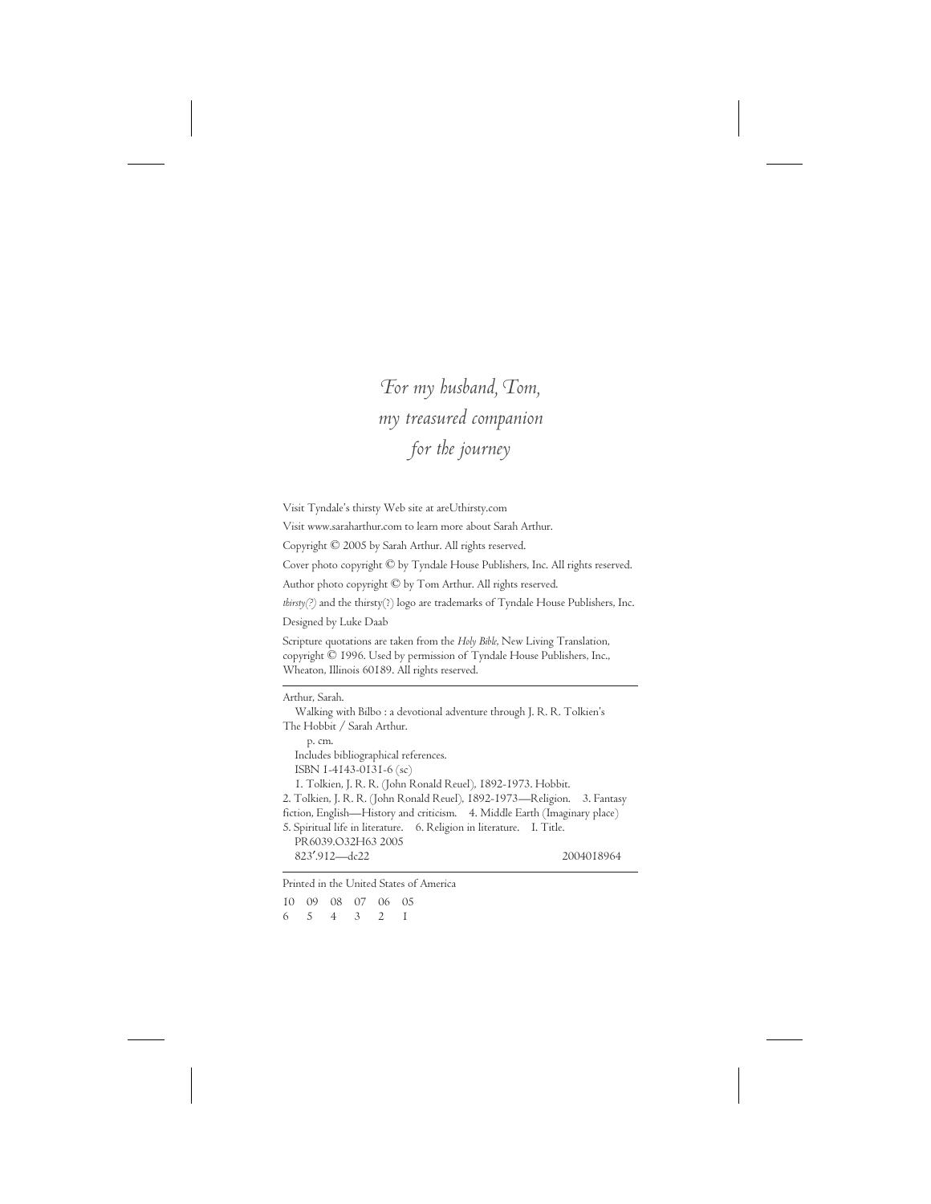*For my husband, Tom,*
*my treasured companion*
*for the journey*

Visit Tyndale's thirsty Web site at areUthirsty.com

Visit www.sarahar thur.com to learn more about Sarah Arthur.

Copyright © 2005 by Sarah Arthur. All rights reserved.

Cover photo copyright © by Tyndale House Publishers, Inc. All rights reserved.

Author photo copyright © by Tom Arthur. All rights reserved.

*thirsty(?)* and the thirsty(?) logo are trademarks of Tyndale House Publishers, Inc.

Designed by Luke Daab

Scripture quotations are taken from the *Holy Bible*, New Living Translation, copyright © 1996. Used by permission of Tyndale House Publishers, Inc., Wheaton, Illinois 60189. All rights reserved.

---

Arthur, Sarah.
Walking with Bilbo : a devotional adventure through J. R. R. Tolkien's The Hobbit / Sarah Arthur.
p. cm.
Includes bibliographical references.
ISBN 1-4143-0131-6 (sc)
1. Tolkien, J. R. R. (John Ronald Reuel), 1892-1973. Hobbit. 2. Tolkien, J. R. R. (John Ronald Reuel), 1892-1973—Religion. 3. Fantasy fiction, English—History and criticism. 4. Middle Earth (Imaginary place) 5. Spiritual life in literature. 6. Religion in literature. I. Title.
PR6039.O32H63 2005
823′.912—dc22 2004018964

---

Printed in the United States of America

10 09 08 07 06 05
6 5 4 3 2 1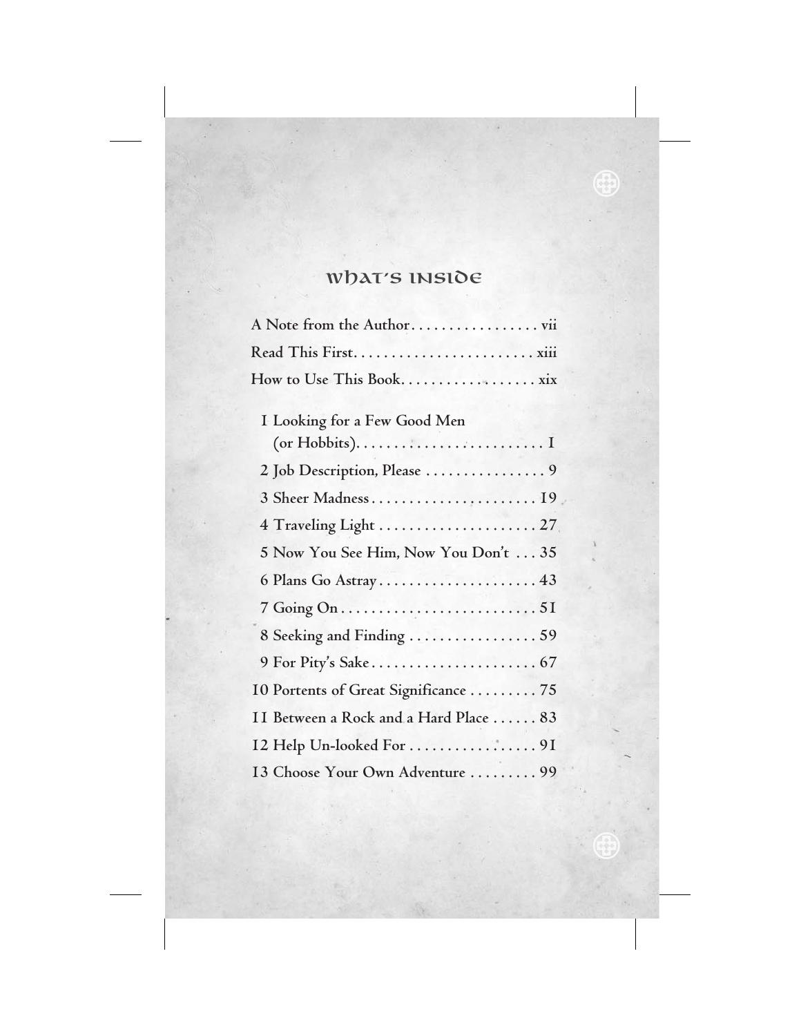# What's Inside

A Note from the Author . . . . . . . . . . . . . . . . . vii

Read This First . . . . . . . . . . . . . . . . . . . . . . . xiii

How to Use This Book . . . . . . . . . . . . . . . . . xix

1 Looking for a Few Good Men (or Hobbits) . . . . . . . . . . . . . . . . . . . . . . . . 1

2 Job Description, Please . . . . . . . . . . . . . . . 9

3 Sheer Madness . . . . . . . . . . . . . . . . . . . . . 19

4 Traveling Light . . . . . . . . . . . . . . . . . . . . 27

5 Now You See Him, Now You Don't . . . 35

6 Plans Go Astray . . . . . . . . . . . . . . . . . . . . 43

7 Going On . . . . . . . . . . . . . . . . . . . . . . . . . 51

8 Seeking and Finding . . . . . . . . . . . . . . . . 59

9 For Pity's Sake . . . . . . . . . . . . . . . . . . . . . 67

10 Portents of Great Significance . . . . . . . . . 75

11 Between a Rock and a Hard Place . . . . . . 83

12 Help Un-looked For . . . . . . . . . . . . . . . . . 91

13 Choose Your Own Adventure . . . . . . . . . 99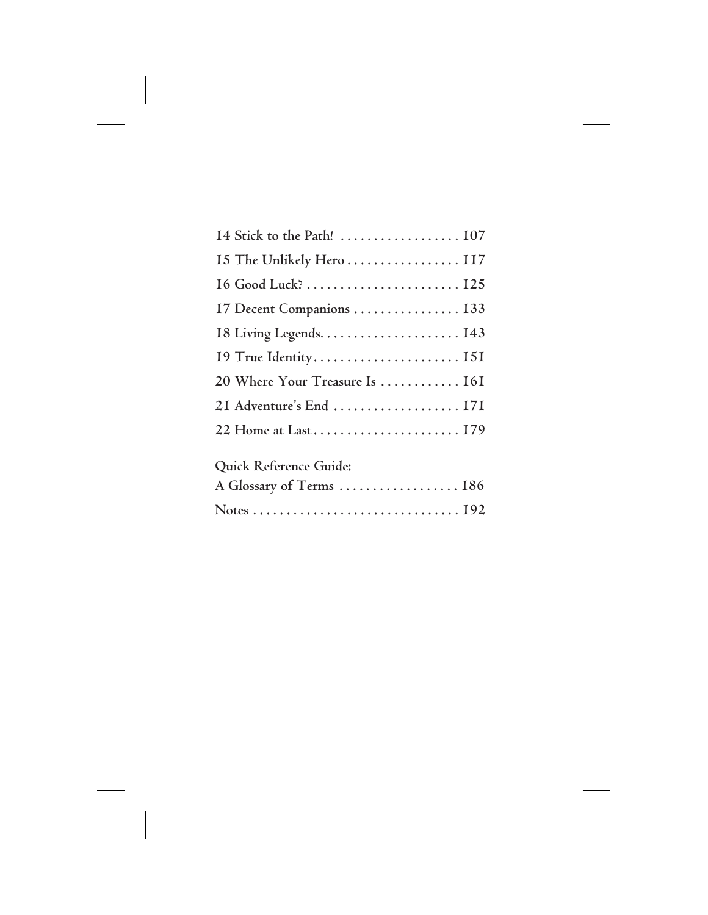14 Stick to the Path! .................. 107

15 The Unlikely Hero ................. 117

16 Good Luck? ....................... 125

17 Decent Companions ................ 133

18 Living Legends..................... 143

19 True Identity...................... 151

20 Where Your Treasure Is ............ 161

21 Adventure's End ................... 171

22 Home at Last ...................... 179

Quick Reference Guide:
A Glossary of Terms .................. 186

Notes ............................... 192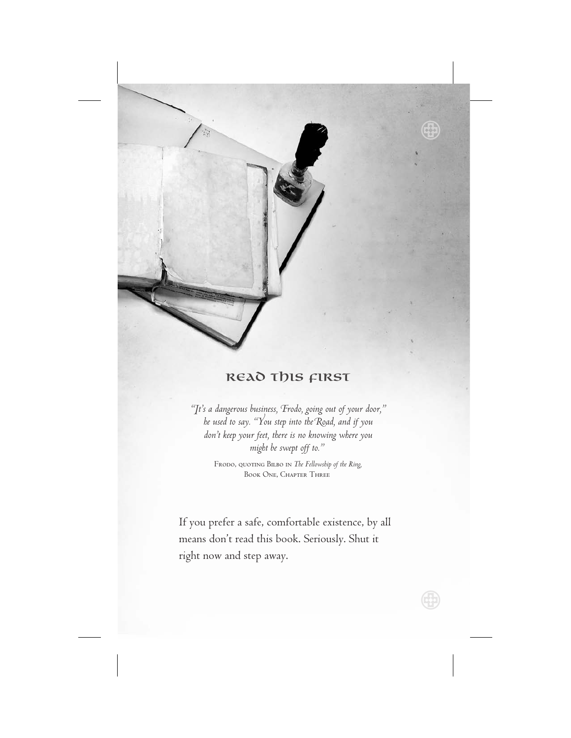# Read This First

*"It's a dangerous business, Frodo, going out of your door," he used to say. "You step into the Road, and if you don't keep your feet, there is no knowing where you might be swept off to."*

Frodo, quoting Bilbo in *The Fellowship of the Ring*, Book One, Chapter Three

If you prefer a safe, comfortable existence, by all means don't read this book. Seriously. Shut it right now and step away.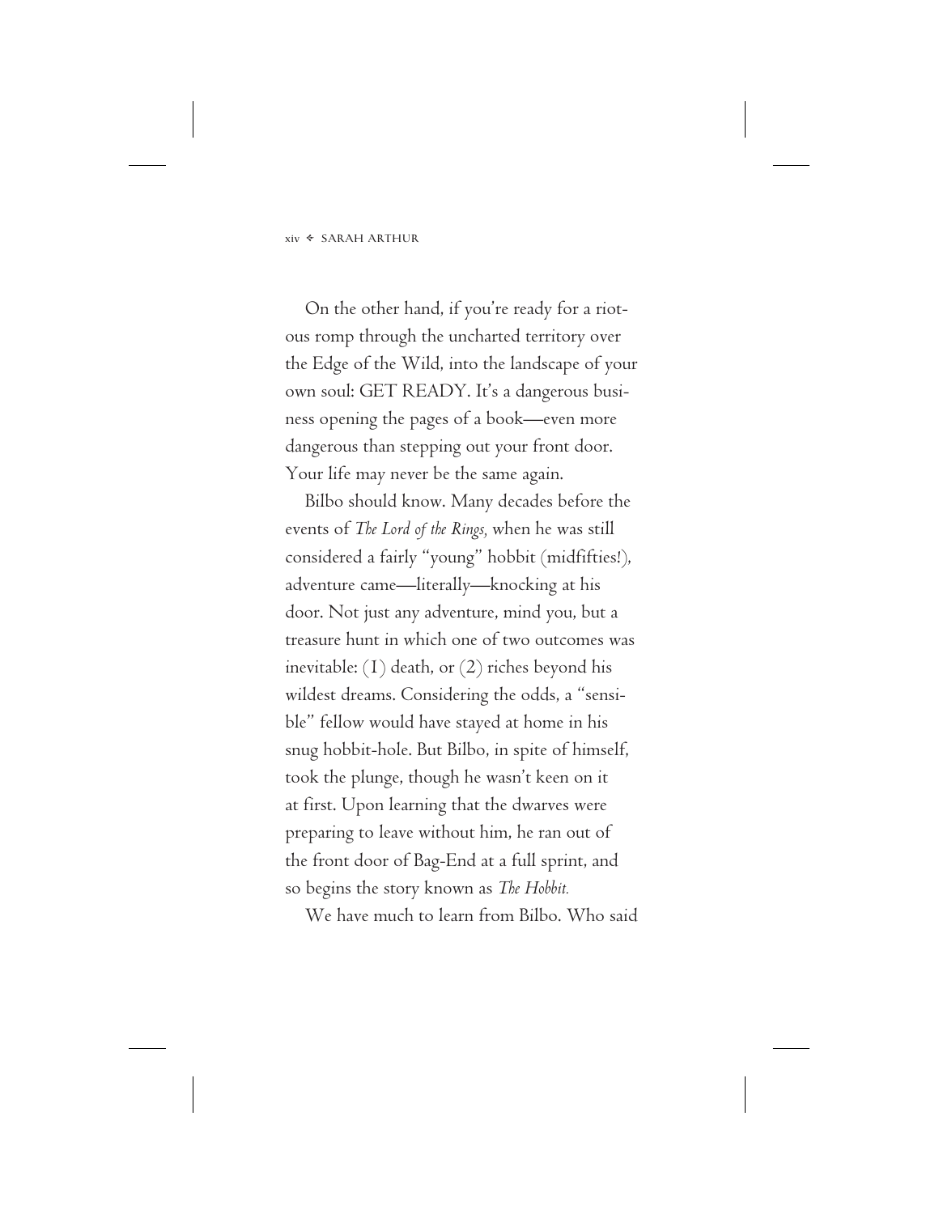On the other hand, if you're ready for a riotous romp through the uncharted territory over the Edge of the Wild, into the landscape of your own soul: GET READY. It's a dangerous business opening the pages of a book—even more dangerous than stepping out your front door. Your life may never be the same again.

Bilbo should know. Many decades before the events of *The Lord of the Rings,* when he was still considered a fairly "young" hobbit (midfifties!), adventure came—literally—knocking at his door. Not just any adventure, mind you, but a treasure hunt in which one of two outcomes was inevitable: (1) death, or (2) riches beyond his wildest dreams. Considering the odds, a "sensible" fellow would have stayed at home in his snug hobbit-hole. But Bilbo, in spite of himself, took the plunge, though he wasn't keen on it at first. Upon learning that the dwarves were preparing to leave without him, he ran out of the front door of Bag-End at a full sprint, and so begins the story known as *The Hobbit.*

We have much to learn from Bilbo. Who said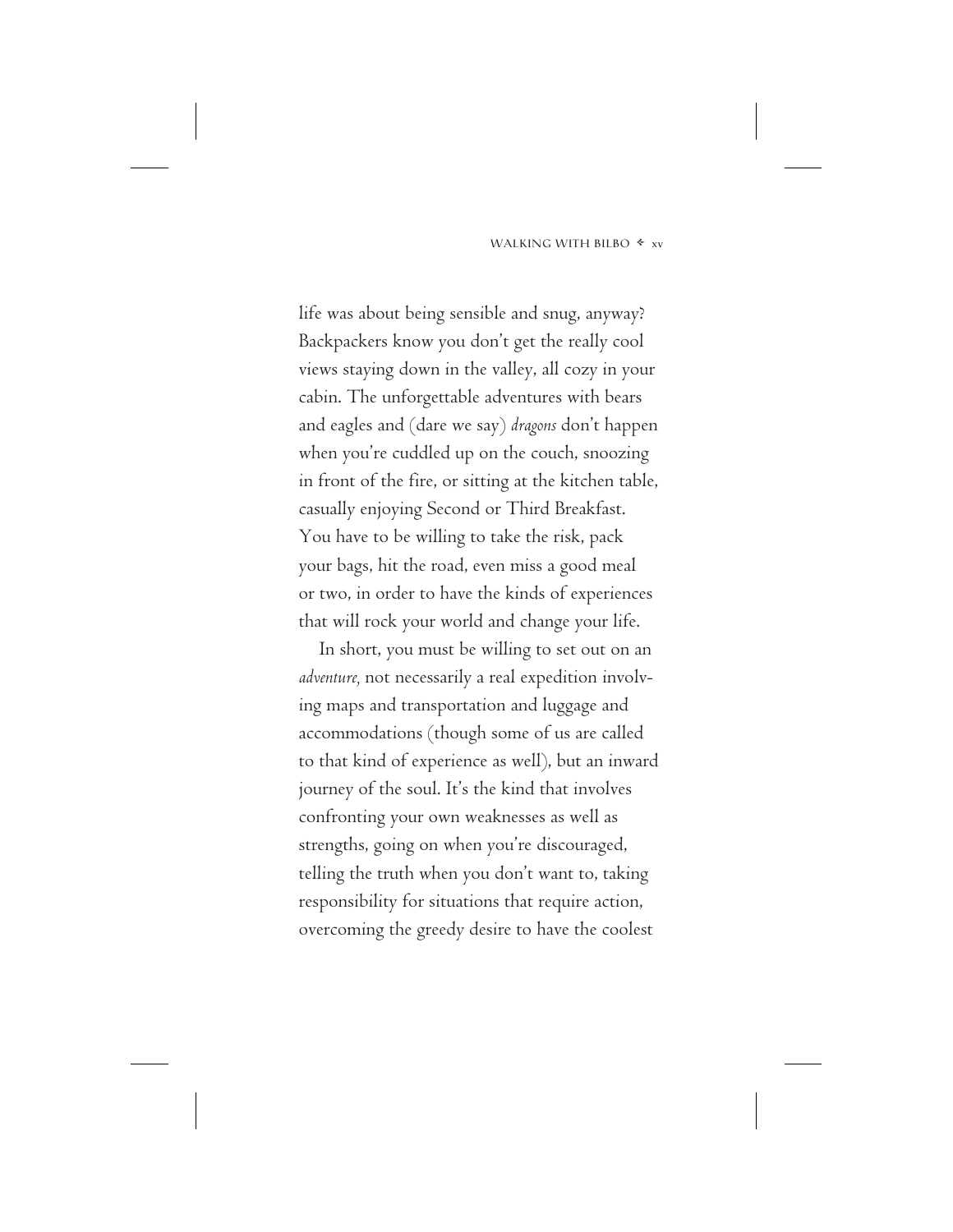life was about being sensible and snug, anyway? Backpackers know you don't get the really cool views staying down in the valley, all cozy in your cabin. The unforgettable adventures with bears and eagles and (dare we say) *dragons* don't happen when you're cuddled up on the couch, snoozing in front of the fire, or sitting at the kitchen table, casually enjoying Second or Third Breakfast. You have to be willing to take the risk, pack your bags, hit the road, even miss a good meal or two, in order to have the kinds of experiences that will rock your world and change your life.

In short, you must be willing to set out on an *adventure,* not necessarily a real expedition involving maps and transportation and luggage and accommodations (though some of us are called to that kind of experience as well), but an inward journey of the soul. It's the kind that involves confronting your own weaknesses as well as strengths, going on when you're discouraged, telling the truth when you don't want to, taking responsibility for situations that require action, overcoming the greedy desire to have the coolest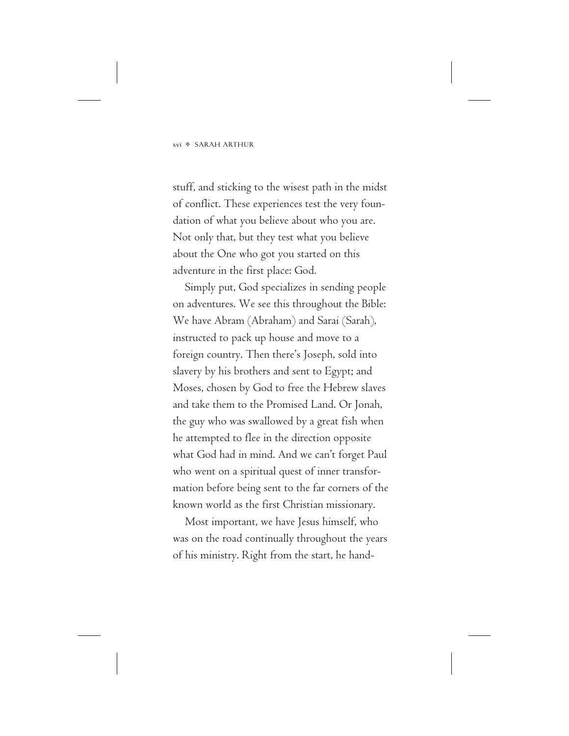stuff, and sticking to the wisest path in the midst of conflict. These experiences test the very foundation of what you believe about who you are. Not only that, but they test what you believe about the One who got you started on this adventure in the first place: God.

Simply put, God specializes in sending people on adventures. We see this throughout the Bible: We have Abram (Abraham) and Sarai (Sarah), instructed to pack up house and move to a foreign country. Then there's Joseph, sold into slavery by his brothers and sent to Egypt; and Moses, chosen by God to free the Hebrew slaves and take them to the Promised Land. Or Jonah, the guy who was swallowed by a great fish when he attempted to flee in the direction opposite what God had in mind. And we can't forget Paul who went on a spiritual quest of inner transformation before being sent to the far corners of the known world as the first Christian missionary.

Most important, we have Jesus himself, who was on the road continually throughout the years of his ministry. Right from the start, he hand-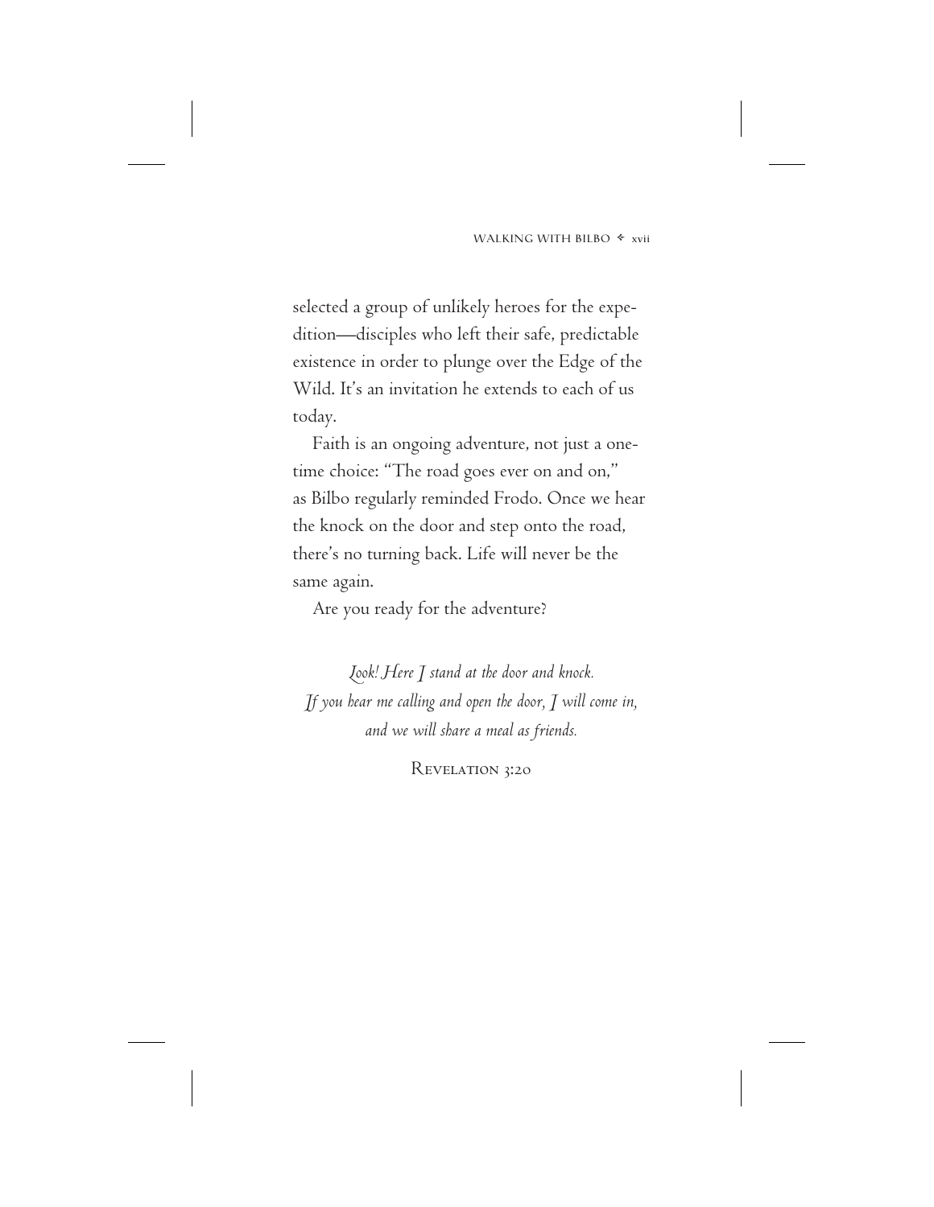selected a group of unlikely heroes for the expedition—disciples who left their safe, predictable existence in order to plunge over the Edge of the Wild. It's an invitation he extends to each of us today.

Faith is an ongoing adventure, not just a one-time choice: "The road goes ever on and on," as Bilbo regularly reminded Frodo. Once we hear the knock on the door and step onto the road, there's no turning back. Life will never be the same again.

Are you ready for the adventure?

*Look! Here I stand at the door and knock.*
*If you hear me calling and open the door, I will come in,*
*and we will share a meal as friends.*

Revelation 3:20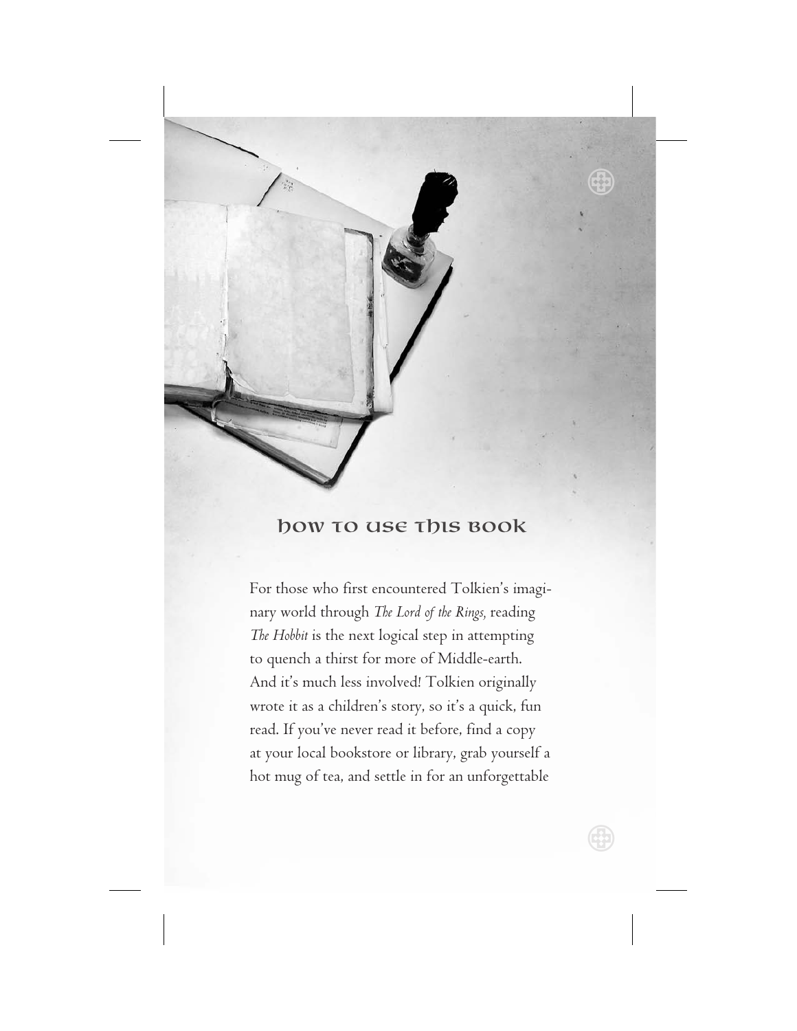## How to Use This Book

For those who first encountered Tolkien's imaginary world through *The Lord of the Rings,* reading *The Hobbit* is the next logical step in attempting to quench a thirst for more of Middle-earth. And it's much less involved! Tolkien originally wrote it as a children's story, so it's a quick, fun read. If you've never read it before, find a copy at your local bookstore or library, grab yourself a hot mug of tea, and settle in for an unforgettable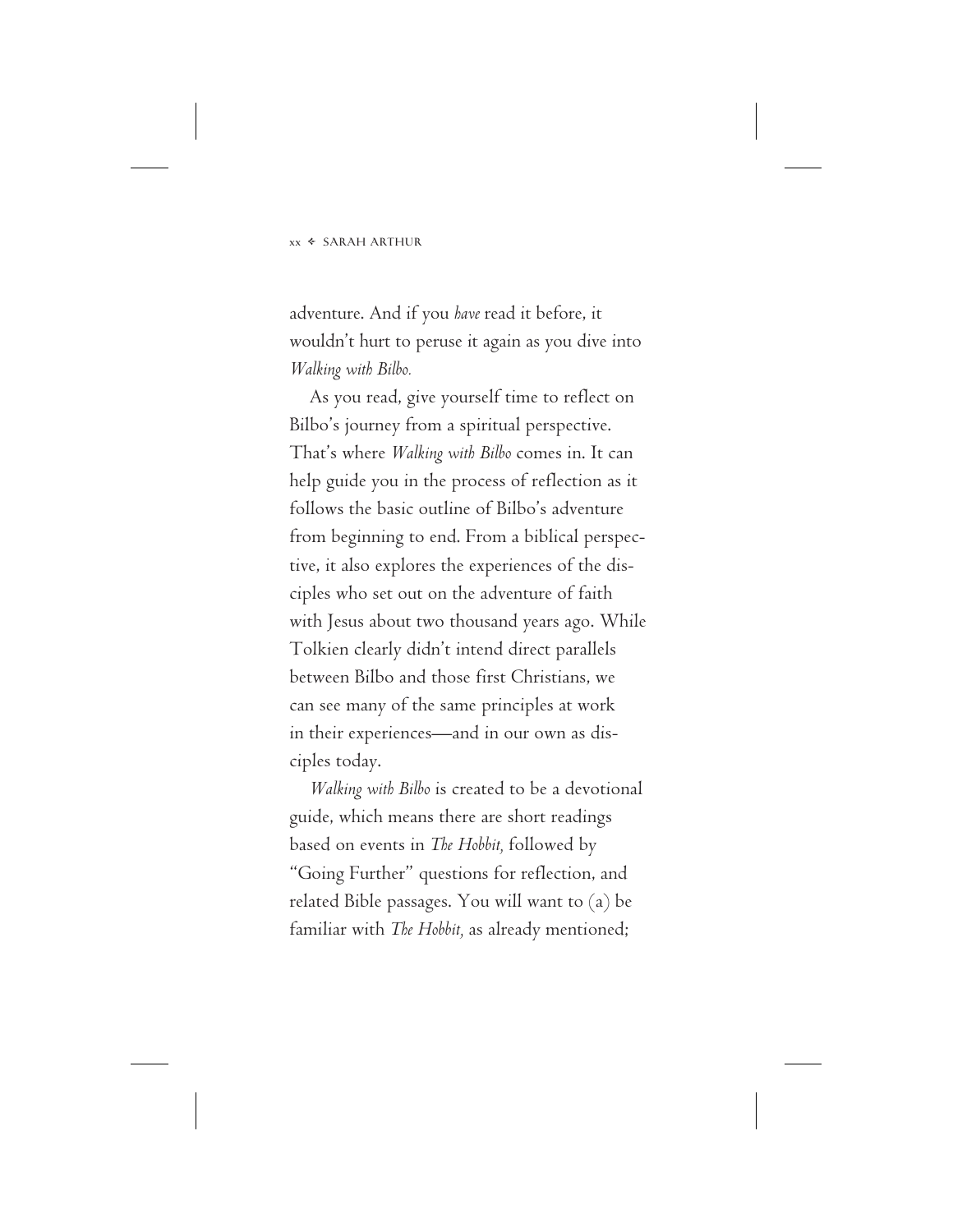adventure. And if you *have* read it before, it wouldn't hurt to peruse it again as you dive into *Walking with Bilbo.*

As you read, give yourself time to reflect on Bilbo's journey from a spiritual perspective. That's where *Walking with Bilbo* comes in. It can help guide you in the process of reflection as it follows the basic outline of Bilbo's adventure from beginning to end. From a biblical perspective, it also explores the experiences of the disciples who set out on the adventure of faith with Jesus about two thousand years ago. While Tolkien clearly didn't intend direct parallels between Bilbo and those first Christians, we can see many of the same principles at work in their experiences—and in our own as disciples today.

*Walking with Bilbo* is created to be a devotional guide, which means there are short readings based on events in *The Hobbit,* followed by "Going Further" questions for reflection, and related Bible passages. You will want to (a) be familiar with *The Hobbit,* as already mentioned;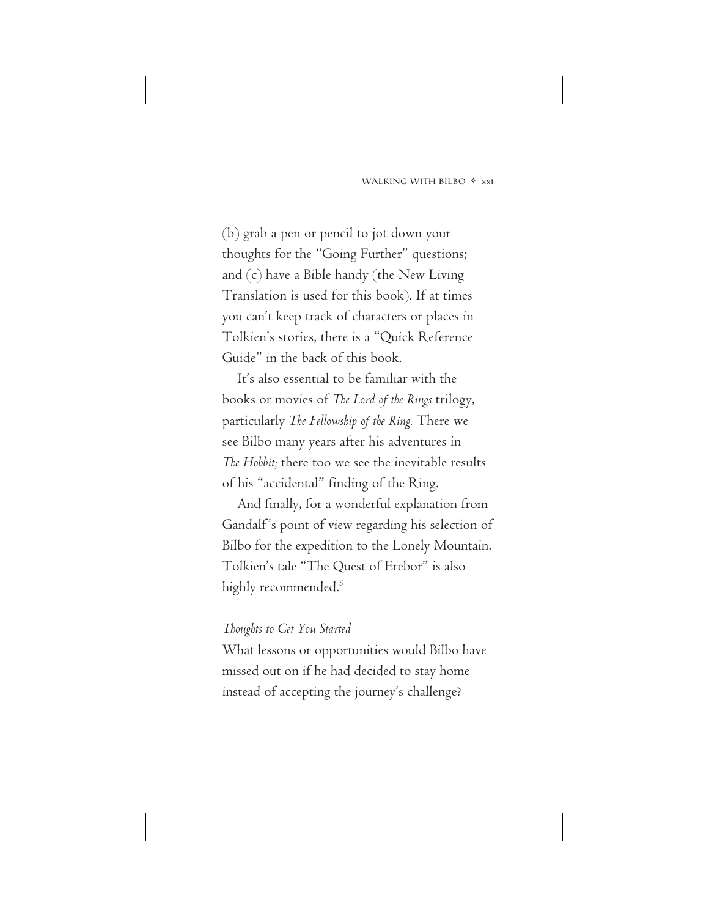(b) grab a pen or pencil to jot down your thoughts for the "Going Further" questions; and (c) have a Bible handy (the New Living Translation is used for this book). If at times you can't keep track of characters or places in Tolkien's stories, there is a "Quick Reference Guide" in the back of this book.

It's also essential to be familiar with the books or movies of *The Lord of the Rings* trilogy, particularly *The Fellowship of the Ring.* There we see Bilbo many years after his adventures in *The Hobbit;* there too we see the inevitable results of his "accidental" finding of the Ring.

And finally, for a wonderful explanation from Gandalf's point of view regarding his selection of Bilbo for the expedition to the Lonely Mountain, Tolkien's tale "The Quest of Erebor" is also highly recommended.[5]

*Thoughts to Get You Started*

What lessons or opportunities would Bilbo have missed out on if he had decided to stay home instead of accepting the journey's challenge?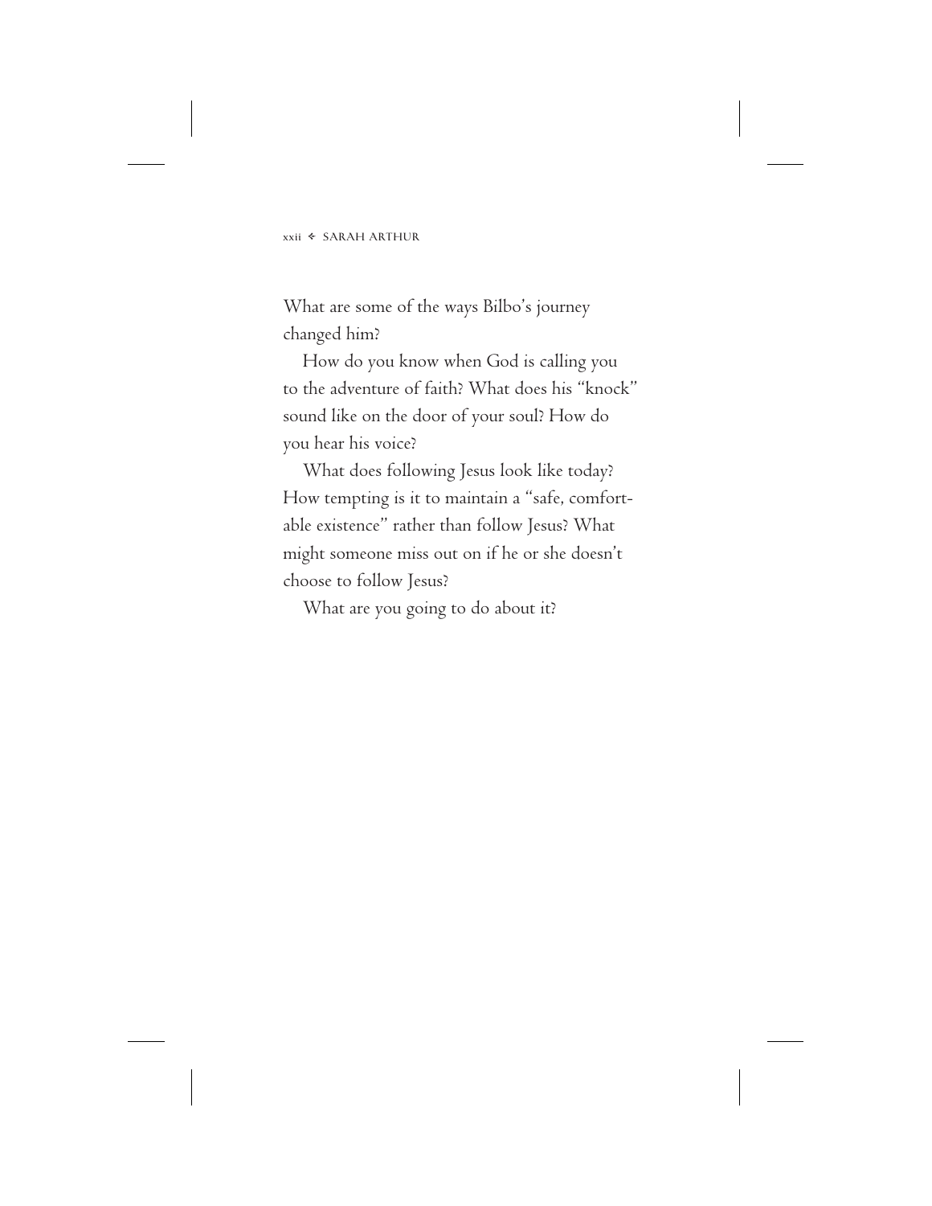What are some of the ways Bilbo's journey changed him?

How do you know when God is calling you to the adventure of faith? What does his "knock" sound like on the door of your soul? How do you hear his voice?

What does following Jesus look like today? How tempting is it to maintain a "safe, comfortable existence" rather than follow Jesus? What might someone miss out on if he or she doesn't choose to follow Jesus?

What are you going to do about it?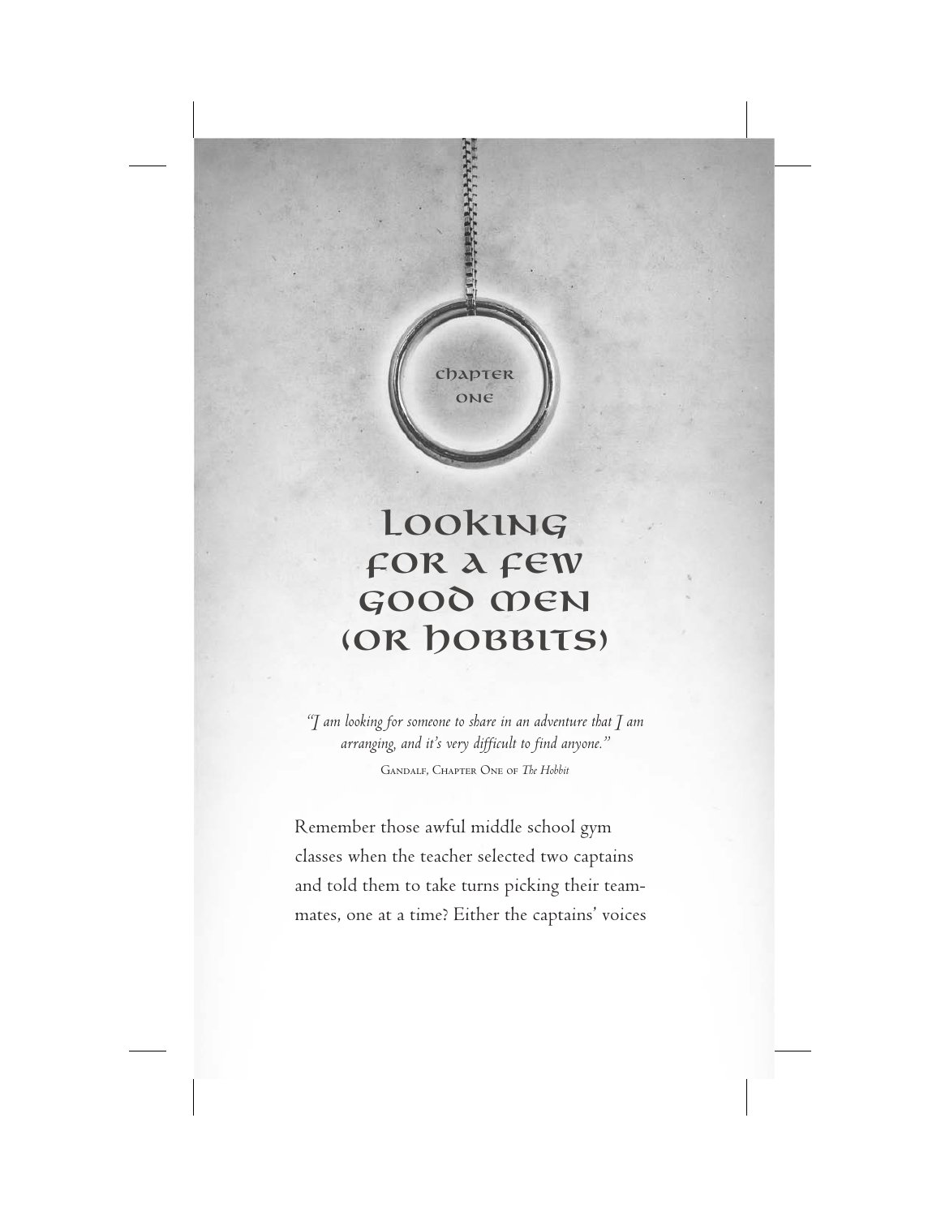Chapter One

# Looking for a Few Good Men (or Hobbits)

*"I am looking for someone to share in an adventure that I am arranging, and it's very difficult to find anyone."*

Gandalf, Chapter One of *The Hobbit*

Remember those awful middle school gym classes when the teacher selected two captains and told them to take turns picking their teammates, one at a time? Either the captains' voices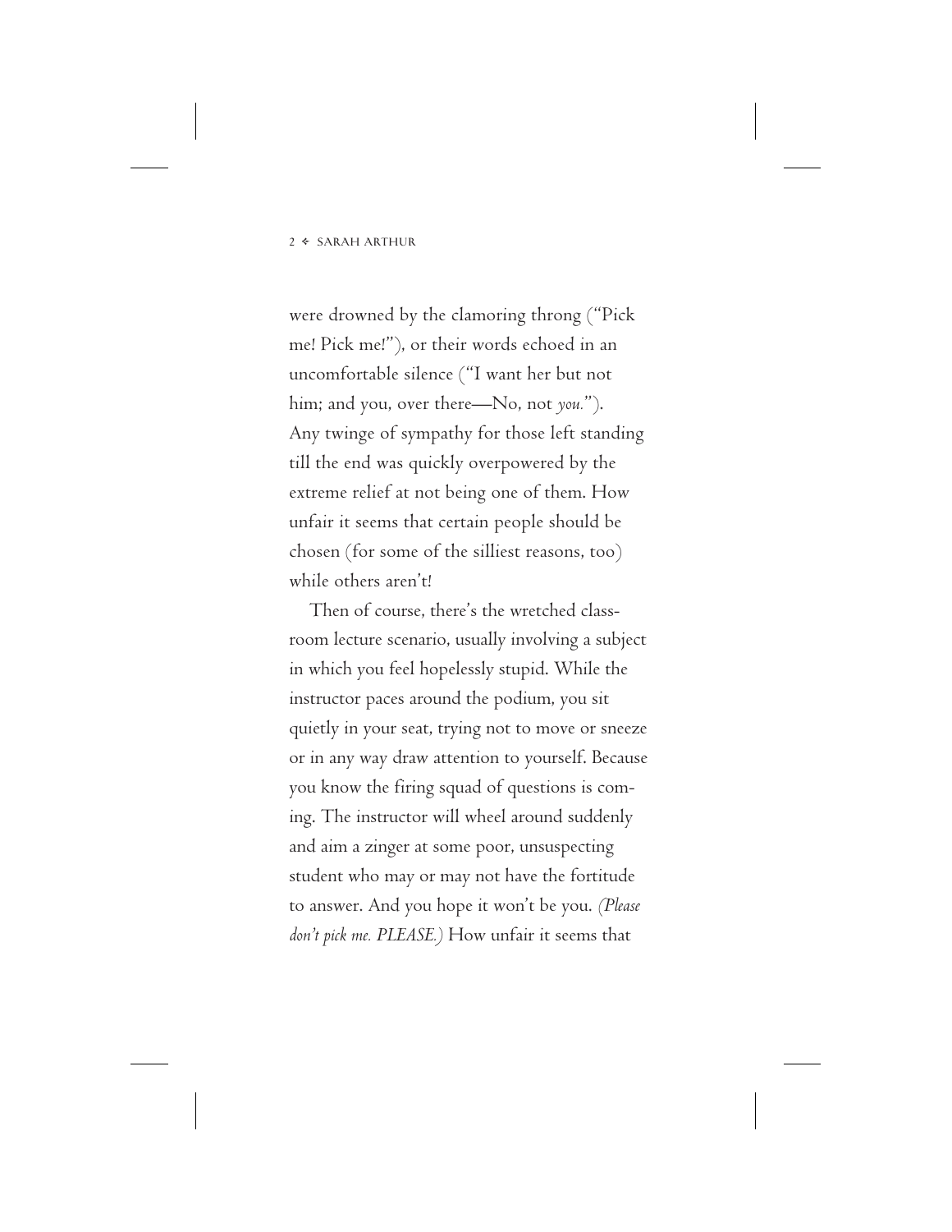were drowned by the clamoring throng ("Pick me! Pick me!"), or their words echoed in an uncomfortable silence ("I want her but not him; and you, over there—No, not *you.*"). Any twinge of sympathy for those left standing till the end was quickly overpowered by the extreme relief at not being one of them. How unfair it seems that certain people should be chosen (for some of the silliest reasons, too) while others aren't!

Then of course, there's the wretched classroom lecture scenario, usually involving a subject in which you feel hopelessly stupid. While the instructor paces around the podium, you sit quietly in your seat, trying not to move or sneeze or in any way draw attention to yourself. Because you know the firing squad of questions is coming. The instructor will wheel around suddenly and aim a zinger at some poor, unsuspecting student who may or may not have the fortitude to answer. And you hope it won't be you. *(Please don't pick me. PLEASE.)* How unfair it seems that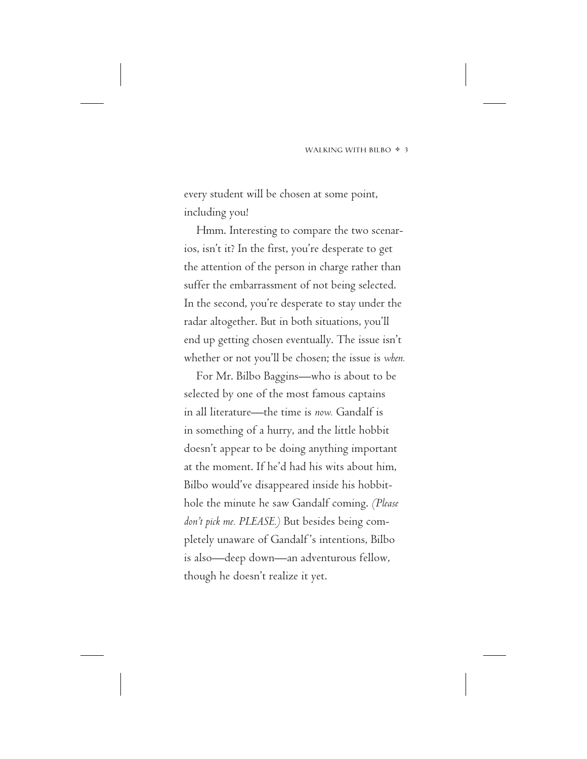every student will be chosen at some point, including you!

Hmm. Interesting to compare the two scenarios, isn't it? In the first, you're desperate to get the attention of the person in charge rather than suffer the embarrassment of not being selected. In the second, you're desperate to stay under the radar altogether. But in both situations, you'll end up getting chosen eventually. The issue isn't whether or not you'll be chosen; the issue is *when.*

For Mr. Bilbo Baggins—who is about to be selected by one of the most famous captains in all literature—the time is *now.* Gandalf is in something of a hurry, and the little hobbit doesn't appear to be doing anything important at the moment. If he'd had his wits about him, Bilbo would've disappeared inside his hobbit-hole the minute he saw Gandalf coming. *(Please don't pick me. PLEASE.)* But besides being completely unaware of Gandalf's intentions, Bilbo is also—deep down—an adventurous fellow, though he doesn't realize it yet.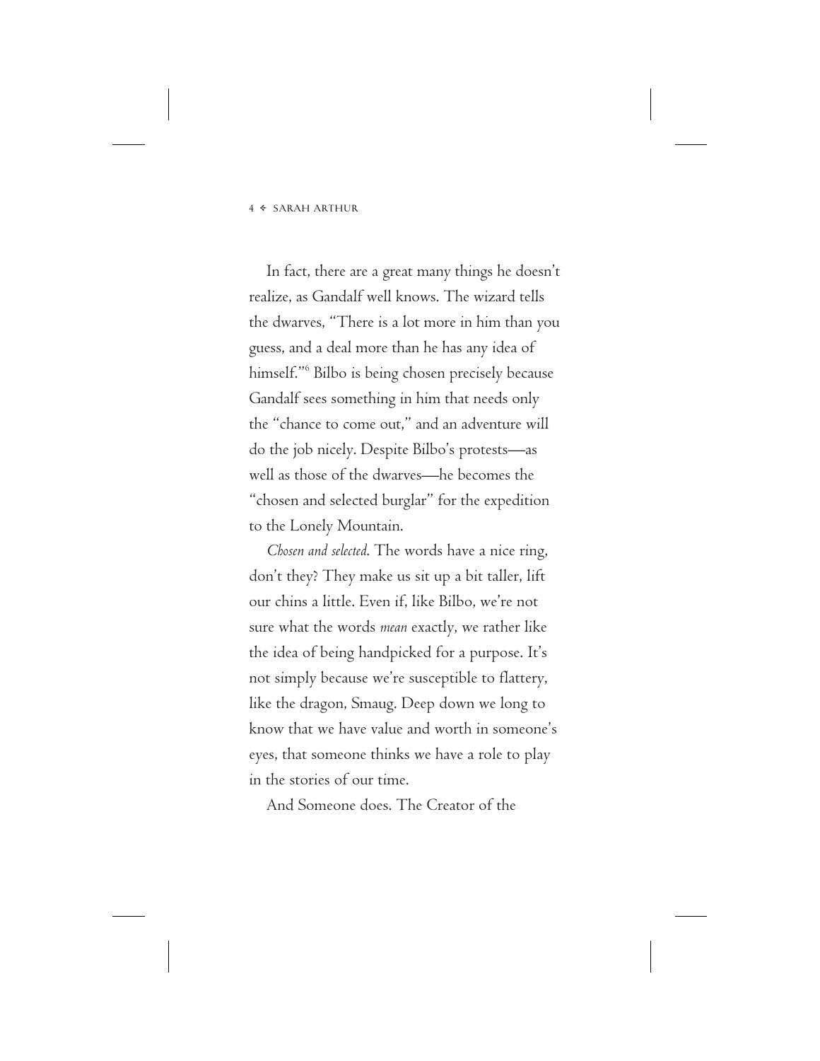In fact, there are a great many things he doesn't realize, as Gandalf well knows. The wizard tells the dwarves, "There is a lot more in him than you guess, and a deal more than he has any idea of himself."[6] Bilbo is being chosen precisely because Gandalf sees something in him that needs only the "chance to come out," and an adventure will do the job nicely. Despite Bilbo's protests—as well as those of the dwarves—he becomes the "chosen and selected burglar" for the expedition to the Lonely Mountain.

*Chosen and selected*. The words have a nice ring, don't they? They make us sit up a bit taller, lift our chins a little. Even if, like Bilbo, we're not sure what the words *mean* exactly, we rather like the idea of being handpicked for a purpose. It's not simply because we're susceptible to flattery, like the dragon, Smaug. Deep down we long to know that we have value and worth in someone's eyes, that someone thinks we have a role to play in the stories of our time.

And Someone does. The Creator of the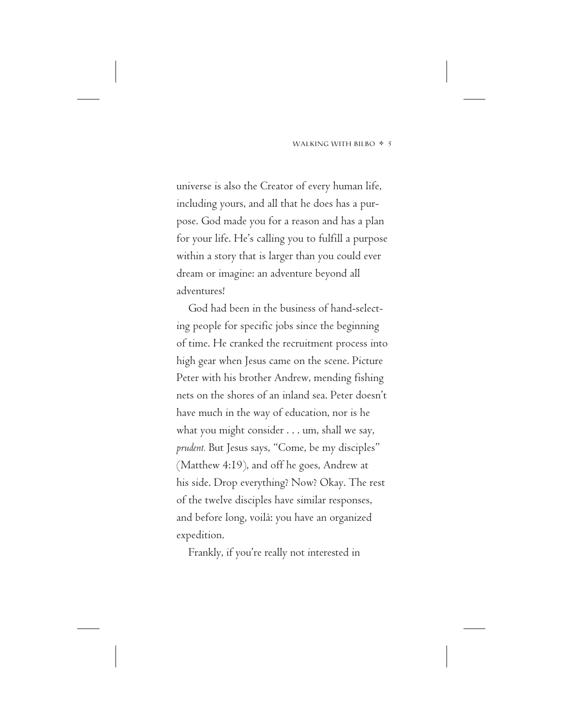universe is also the Creator of every human life, including yours, and all that he does has a purpose. God made you for a reason and has a plan for your life. He's calling you to fulfill a purpose within a story that is larger than you could ever dream or imagine: an adventure beyond all adventures!

God had been in the business of hand-selecting people for specific jobs since the beginning of time. He cranked the recruitment process into high gear when Jesus came on the scene. Picture Peter with his brother Andrew, mending fishing nets on the shores of an inland sea. Peter doesn't have much in the way of education, nor is he what you might consider . . . um, shall we say, *prudent.* But Jesus says, "Come, be my disciples" (Matthew 4:19), and off he goes, Andrew at his side. Drop everything? Now? Okay. The rest of the twelve disciples have similar responses, and before long, voilà: you have an organized expedition.

Frankly, if you're really not interested in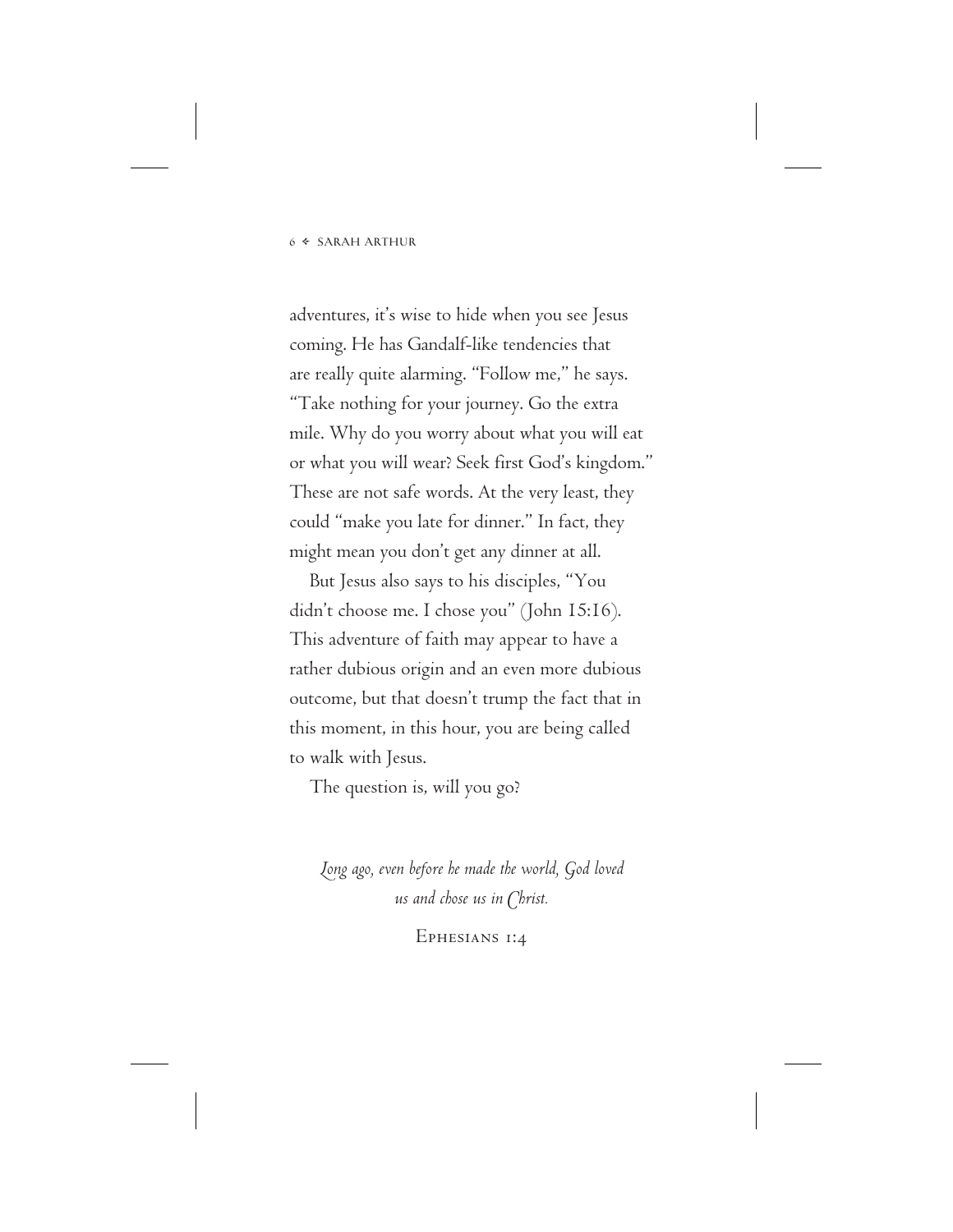adventures, it's wise to hide when you see Jesus coming. He has Gandalf-like tendencies that are really quite alarming. "Follow me," he says. "Take nothing for your journey. Go the extra mile. Why do you worry about what you will eat or what you will wear? Seek first God's kingdom." These are not safe words. At the very least, they could "make you late for dinner." In fact, they might mean you don't get any dinner at all.

But Jesus also says to his disciples, "You didn't choose me. I chose you" (John 15:16). This adventure of faith may appear to have a rather dubious origin and an even more dubious outcome, but that doesn't trump the fact that in this moment, in this hour, you are being called to walk with Jesus.

The question is, will you go?

*Long ago, even before he made the world, God loved us and chose us in Christ.*

Ephesians 1:4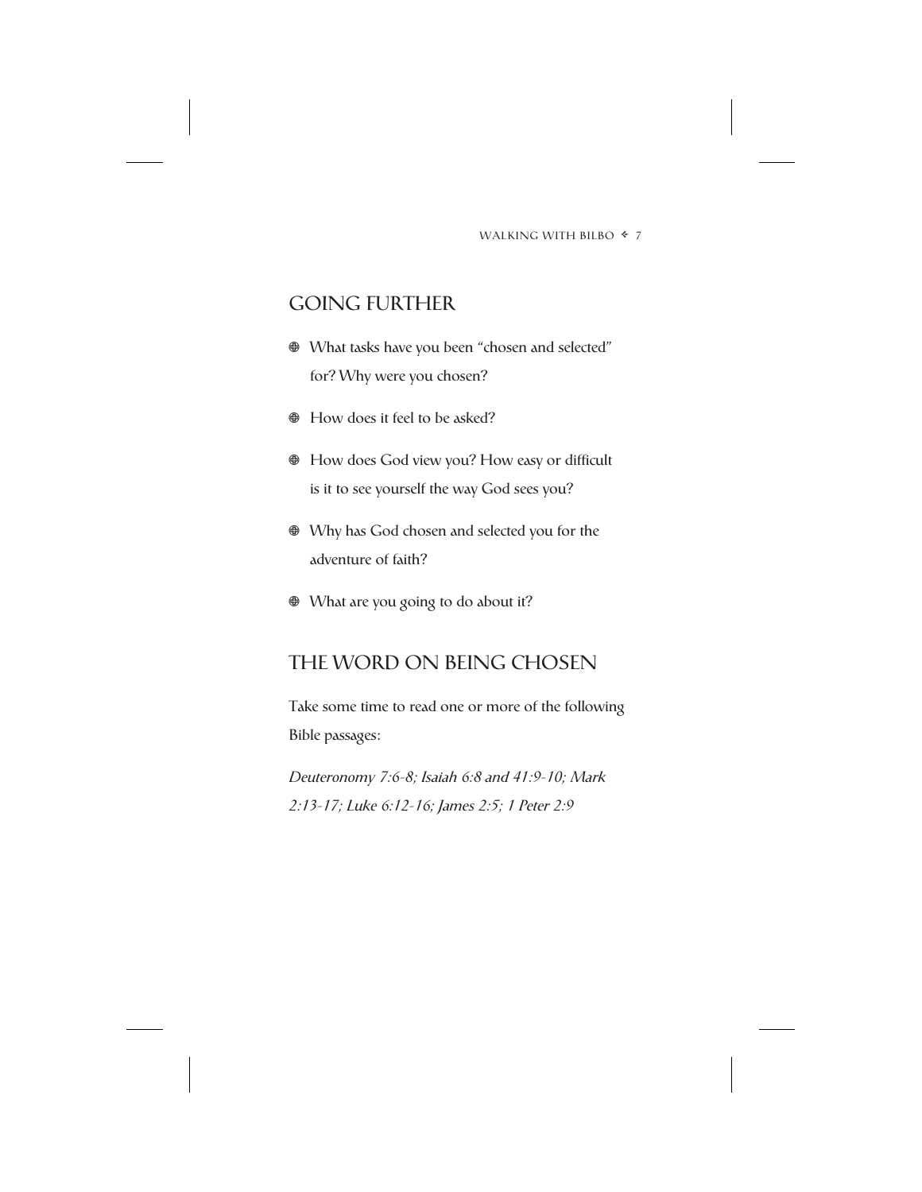## GOING FURTHER

- What tasks have you been "chosen and selected" for? Why were you chosen?
- How does it feel to be asked?
- How does God view you? How easy or difficult is it to see yourself the way God sees you?
- Why has God chosen and selected you for the adventure of faith?
- What are you going to do about it?

## THE WORD ON BEING CHOSEN

Take some time to read one or more of the following Bible passages:

*Deuteronomy 7:6-8; Isaiah 6:8 and 41:9-10; Mark 2:13-17; Luke 6:12-16; James 2:5; 1 Peter 2:9*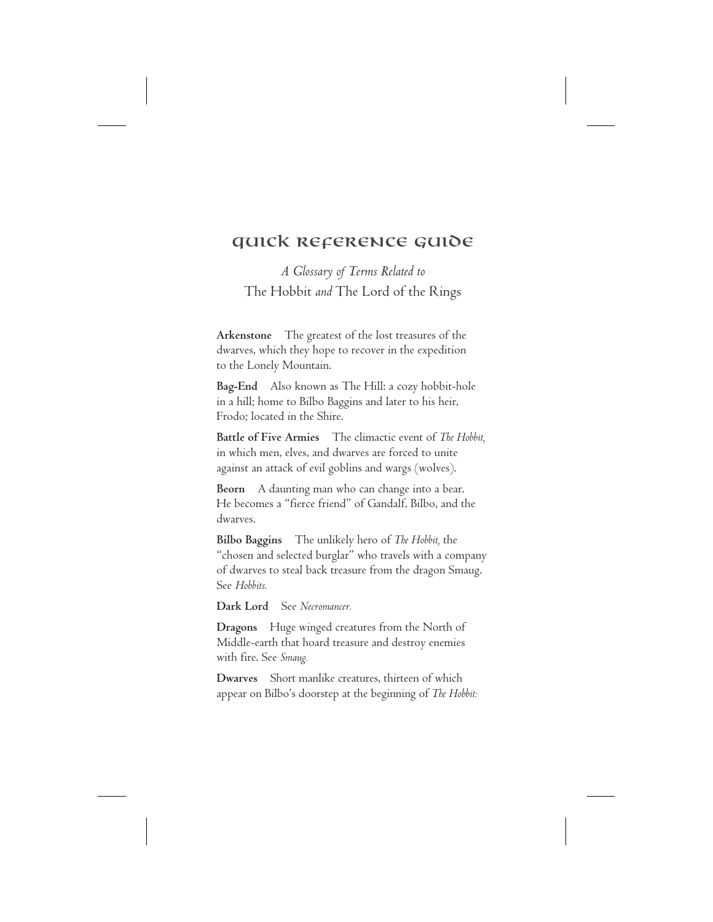# Quick Reference Guide

*A Glossary of Terms Related to*
The Hobbit *and* The Lord of the Rings

**Arkenstone** The greatest of the lost treasures of the dwarves, which they hope to recover in the expedition to the Lonely Mountain.

**Bag-End** Also known as The Hill: a cozy hobbit-hole in a hill; home to Bilbo Baggins and later to his heir, Frodo; located in the Shire.

**Battle of Five Armies** The climactic event of *The Hobbit,* in which men, elves, and dwarves are forced to unite against an attack of evil goblins and wargs (wolves).

**Beorn** A daunting man who can change into a bear. He becomes a "fierce friend" of Gandalf, Bilbo, and the dwarves.

**Bilbo Baggins** The unlikely hero of *The Hobbit,* the "chosen and selected burglar" who travels with a company of dwarves to steal back treasure from the dragon Smaug. See *Hobbits.*

**Dark Lord** See *Necromancer.*

**Dragons** Huge winged creatures from the North of Middle-earth that hoard treasure and destroy enemies with fire. See *Smaug.*

**Dwarves** Short manlike creatures, thirteen of which appear on Bilbo's doorstep at the beginning of *The Hobbit:*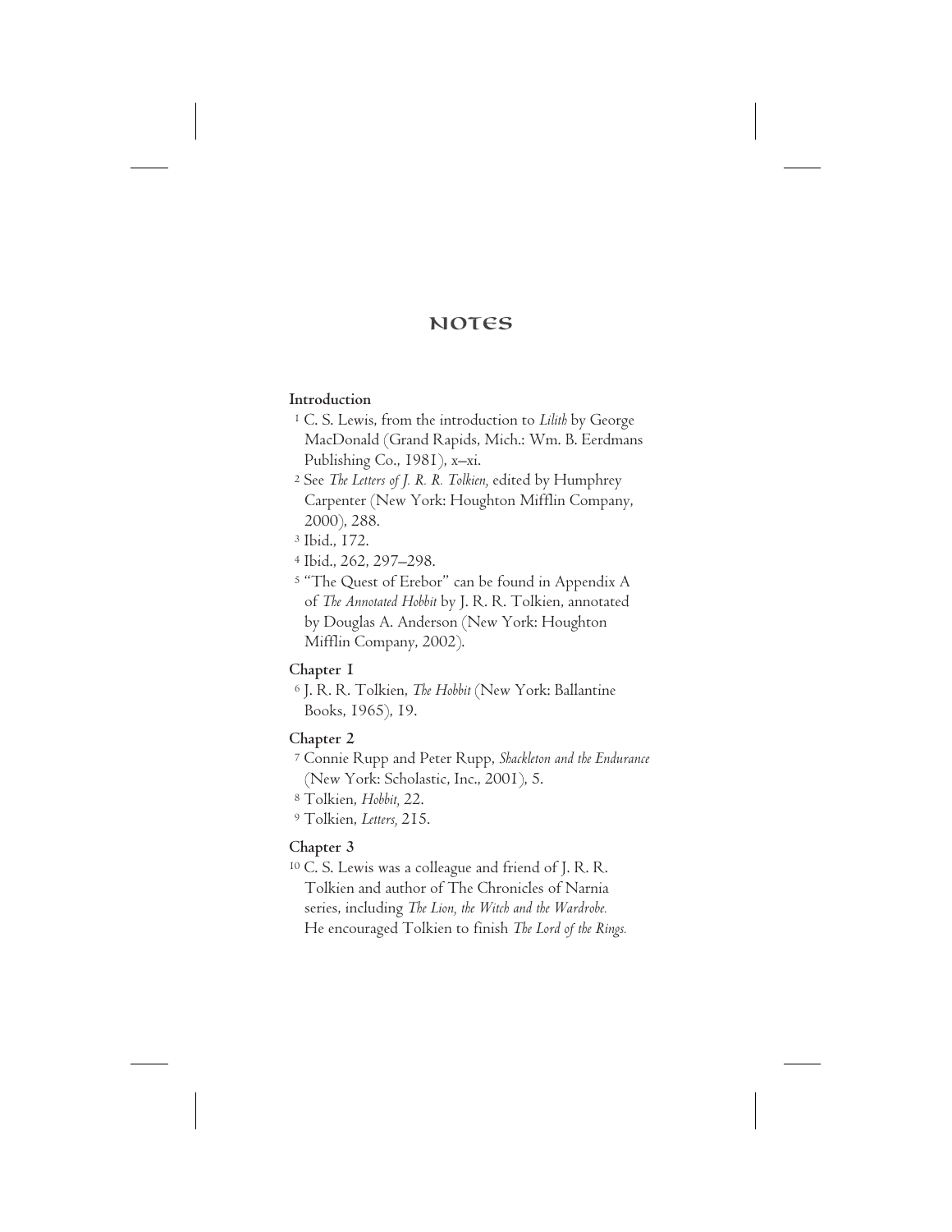# NOTES

### Introduction

[1] C. S. Lewis, from the introduction to *Lilith* by George MacDonald (Grand Rapids, Mich.: Wm. B. Eerdmans Publishing Co., 1981), x–xi.

[2] See *The Letters of J. R. R. Tolkien,* edited by Humphrey Carpenter (New York: Houghton Mifflin Company, 2000), 288.

[3] Ibid., 172.

[4] Ibid., 262, 297–298.

[5] "The Quest of Erebor" can be found in Appendix A of *The Annotated Hobbit* by J. R. R. Tolkien, annotated by Douglas A. Anderson (New York: Houghton Mifflin Company, 2002).

### Chapter 1

[6] J. R. R. Tolkien, *The Hobbit* (New York: Ballantine Books, 1965), 19.

### Chapter 2

[7] Connie Rupp and Peter Rupp, *Shackleton and the Endurance* (New York: Scholastic, Inc., 2001), 5.

[8] Tolkien, *Hobbit,* 22.

[9] Tolkien, *Letters,* 215.

### Chapter 3

[10] C. S. Lewis was a colleague and friend of J. R. R. Tolkien and author of The Chronicles of Narnia series, including *The Lion, the Witch and the Wardrobe.* He encouraged Tolkien to finish *The Lord of the Rings.*